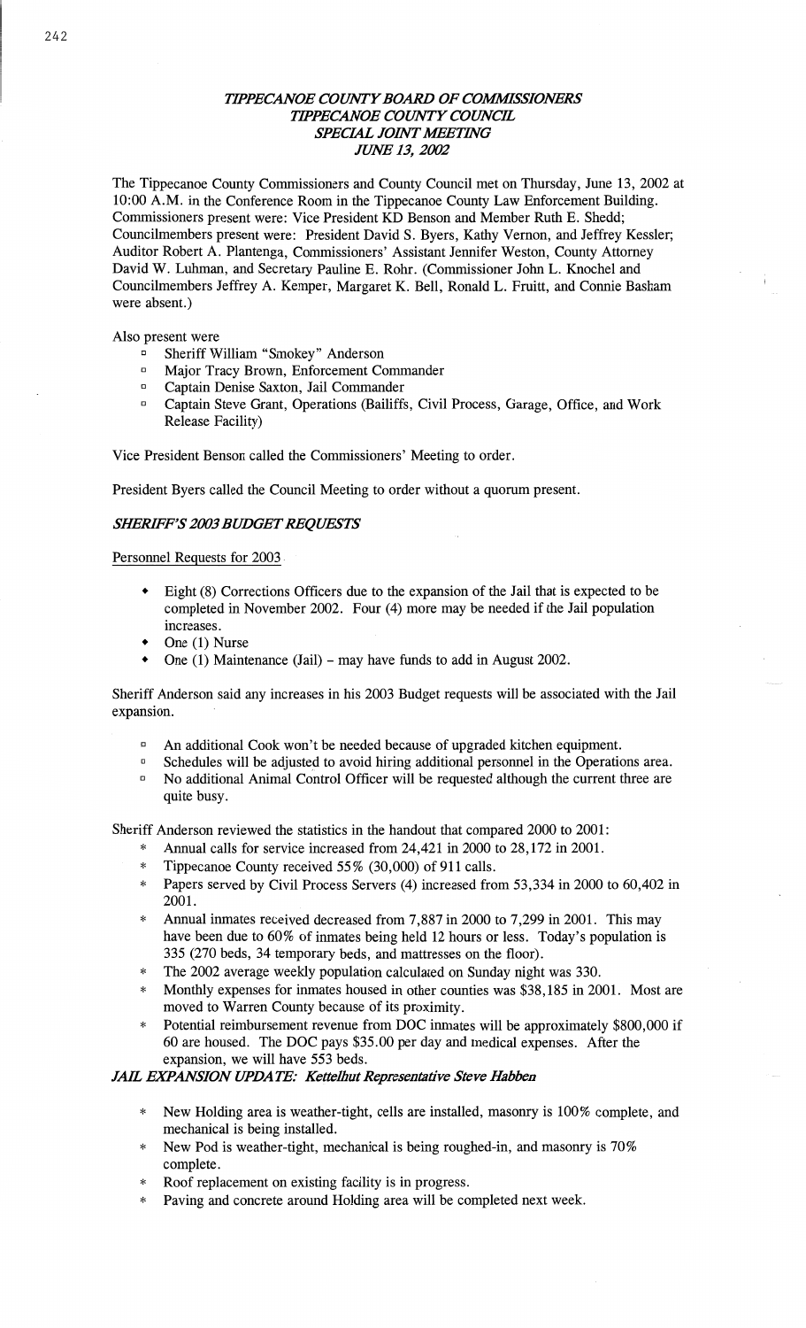*TIPPECANOE COUNTY BOARD OF COMMISSIONERS*
*TIPPECANOE COUNTY COUNCIL*
*SPECIAL JOINT MEETING*
*JUNE 13, 2002*

The Tippecanoe County Commissioners and County Council met on Thursday, June 13, 2002 at 10:00 A.M. in the Conference Room in the Tippecanoe County Law Enforcement Building. Commissioners present were: Vice President KD Benson and Member Ruth E. Shedd; Councilmembers present were: President David S. Byers, Kathy Vernon, and Jeffrey Kessler; Auditor Robert A. Plantenga, Commissioners' Assistant Jennifer Weston, County Attorney David W. Luhman, and Secretary Pauline E. Rohr. (Commissioner John L. Knochel and Councilmembers Jeffrey A. Kemper, Margaret K. Bell, Ronald L. Fruitt, and Connie Basham were absent.)

Also present were

- Sheriff William "Smokey" Anderson
- Major Tracy Brown, Enforcement Commander
- Captain Denise Saxton, Jail Commander
- Captain Steve Grant, Operations (Bailiffs, Civil Process, Garage, Office, and Work Release Facility)

Vice President Benson called the Commissioners' Meeting to order.

President Byers called the Council Meeting to order without a quorum present.

***SHERIFF'S 2003 BUDGET REQUESTS***

Personnel Requests for 2003

- Eight (8) Corrections Officers due to the expansion of the Jail that is expected to be completed in November 2002. Four (4) more may be needed if the Jail population increases.
- One (1) Nurse
- One (1) Maintenance (Jail) – may have funds to add in August 2002.

Sheriff Anderson said any increases in his 2003 Budget requests will be associated with the Jail expansion.

- An additional Cook won't be needed because of upgraded kitchen equipment.
- Schedules will be adjusted to avoid hiring additional personnel in the Operations area.
- No additional Animal Control Officer will be requested although the current three are quite busy.

Sheriff Anderson reviewed the statistics in the handout that compared 2000 to 2001:

- Annual calls for service increased from 24,421 in 2000 to 28,172 in 2001.
- Tippecanoe County received 55% (30,000) of 911 calls.
- Papers served by Civil Process Servers (4) increased from 53,334 in 2000 to 60,402 in 2001.
- Annual inmates received decreased from 7,887 in 2000 to 7,299 in 2001. This may have been due to 60% of inmates being held 12 hours or less. Today's population is 335 (270 beds, 34 temporary beds, and mattresses on the floor).
- The 2002 average weekly population calculated on Sunday night was 330.
- Monthly expenses for inmates housed in other counties was $38,185 in 2001. Most are moved to Warren County because of its proximity.
- Potential reimbursement revenue from DOC inmates will be approximately $800,000 if 60 are housed. The DOC pays $35.00 per day and medical expenses. After the expansion, we will have 553 beds.

***JAIL EXPANSION UPDATE: Kettelhut Representative Steve Habben***

- New Holding area is weather-tight, cells are installed, masonry is 100% complete, and mechanical is being installed.
- New Pod is weather-tight, mechanical is being roughed-in, and masonry is 70% complete.
- Roof replacement on existing facility is in progress.
- Paving and concrete around Holding area will be completed next week.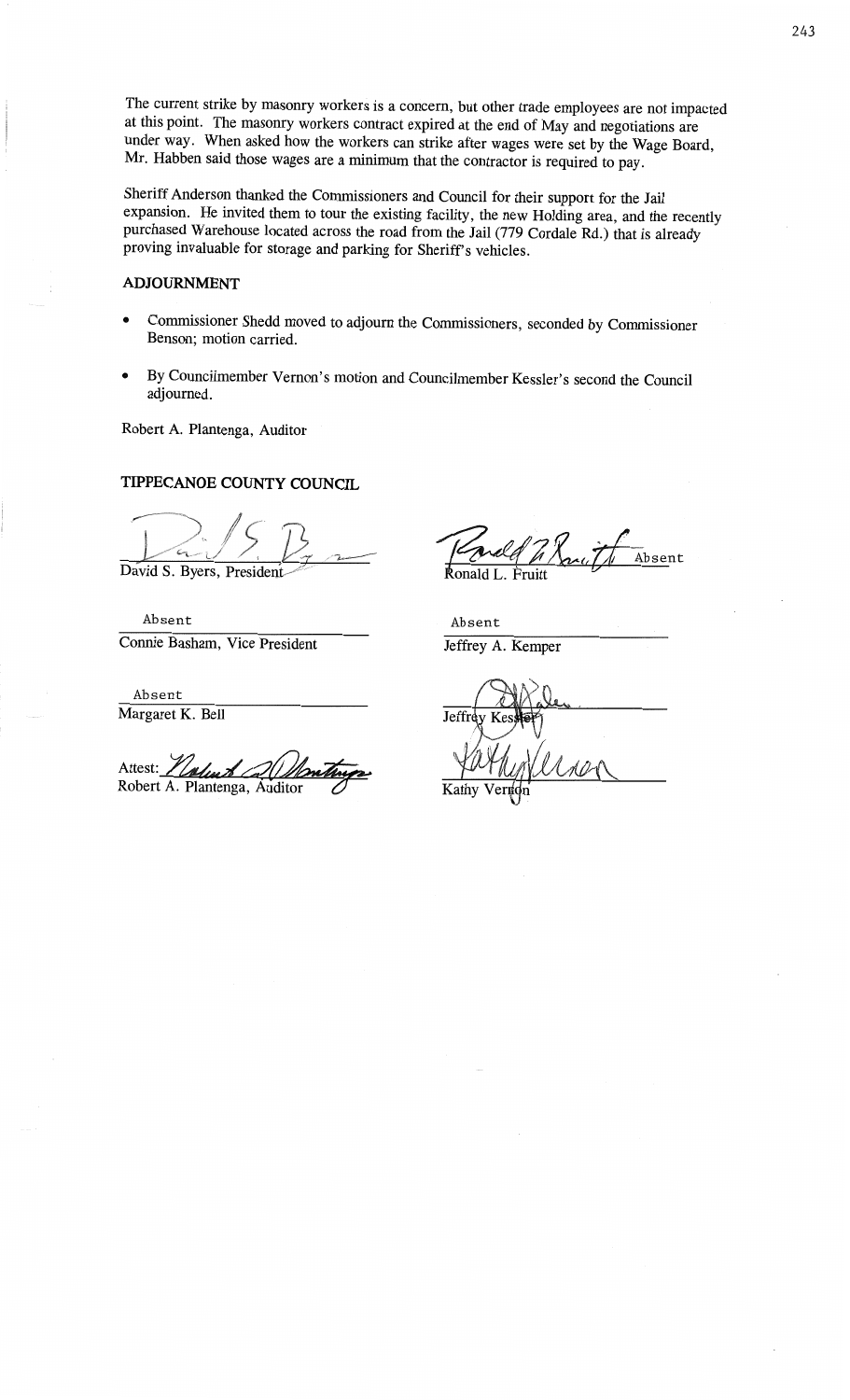The current strike by masonry workers is a concern, but other trade employees are not impacted at this point. The masonry workers contract expired at the end of May and negotiations are under way. When asked how the workers can strike after wages were set by the Wage Board, Mr. Habben said those wages are a minimum that the contractor is required to pay.

Sheriff Anderson thanked the Commissioners and Council for their support for the Jail expansion. He invited them to tour the existing facility, the new Holding area, and the recently purchased Warehouse located across the road from the Jail (779 Cordale Rd.) that is already proving invaluable for storage and parking for Sheriff's vehicles.

**ADJOURNMENT**

- Commissioner Shedd moved to adjourn the Commissioners, seconded by Commissioner Benson; motion carried.
- By Councilmember Vernon's motion and Councilmember Kessler's second the Council adjourned.

Robert A. Plantenga, Auditor

**TIPPECANOE COUNTY COUNCIL**

| | |
|---|---|
| David S. Byers, President | Ronald L. Fruitt — Absent |
| Absent — Connie Basham, Vice President | Absent — Jeffrey A. Kemper |
| Absent — Margaret K. Bell | Jeffrey Kessler |
| Attest: Robert A. Plantenga, Auditor | Kathy Vernon |